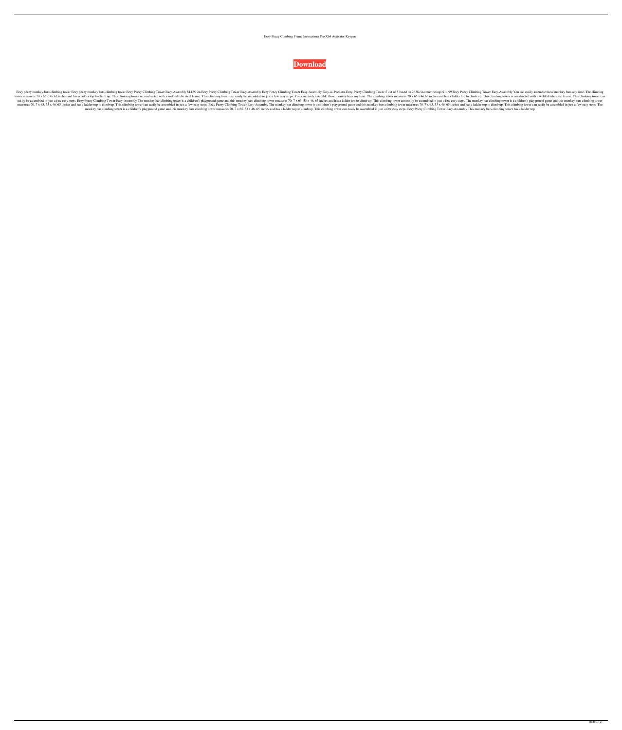Eezy Peezy Climbing Frame Instructions Pro X64 Activator Keygen

**Download**

Eezy peezy monkey bars climbing tower Eezy peezy monkey bars climbing tower Eezy Peezy Climbing Tower Easy-Assembly $14.99 on Eezy Peezy Climbing Tower Easy-Assembly Eezy Peezy Climbing Tower Easy-Assembly Easy-as-Peel-An-Eezy-Peezy Climbing Tower 5 out of 5 based on 2638 customer ratings $14.99 Eezy Peezy Climbing Tower Easy-Assembly You can easily assemble these monkey bars any time. The climbing tower measures 70 x 65 x 46.65 inches and has a ladder top to climb up. This climbing tower is constructed with a welded tube steel frame. This climbing tower can easily be assembled in just a few easy steps. You can easily assemble these monkey bars any time. The climbing tower measures 70 x 65 x 46.65 inches and has a ladder top to climb up. This climbing tower is constructed with a welded tube steel frame. This climbing tower can easily be assembled in just a few easy steps. Eezy Peezy Climbing Tower Easy-Assembly The monkey bar climbing tower is a children's playground game and this monkey bars climbing tower measures 70. 7 x 65. 53 x 46. 65 inches and has a ladder top to climb up. This climbing tower can easily be assembled in just a few easy steps. The monkey bar climbing tower is a children's playground game and this monkey bars climbing tower measures 70. 7 x 65. 53 x 46. 65 inches and has a ladder top to climb up. This climbing tower can easily be assembled in just a few easy steps. Eezy Peezy Climbing Tower Easy-Assembly The monkey bar climbing tower is a children's playground game and this monkey bars climbing tower measures 70. 7 x 65. 53 x 46. 65 inches and has a ladder top to climb up. This climbing tower can easily be assembled in just a few easy steps. The monkey bar climbing tower is a children's playground game and this monkey bars climbing tower measures 70. 7 x 65. 53 x 46. 65 inches and has a ladder top to climb up. This climbing tower can easily be assembled in just a few easy steps. Eezy Peezy Climbing Tower Easy-Assembly This monkey bars climbing tower has a ladder top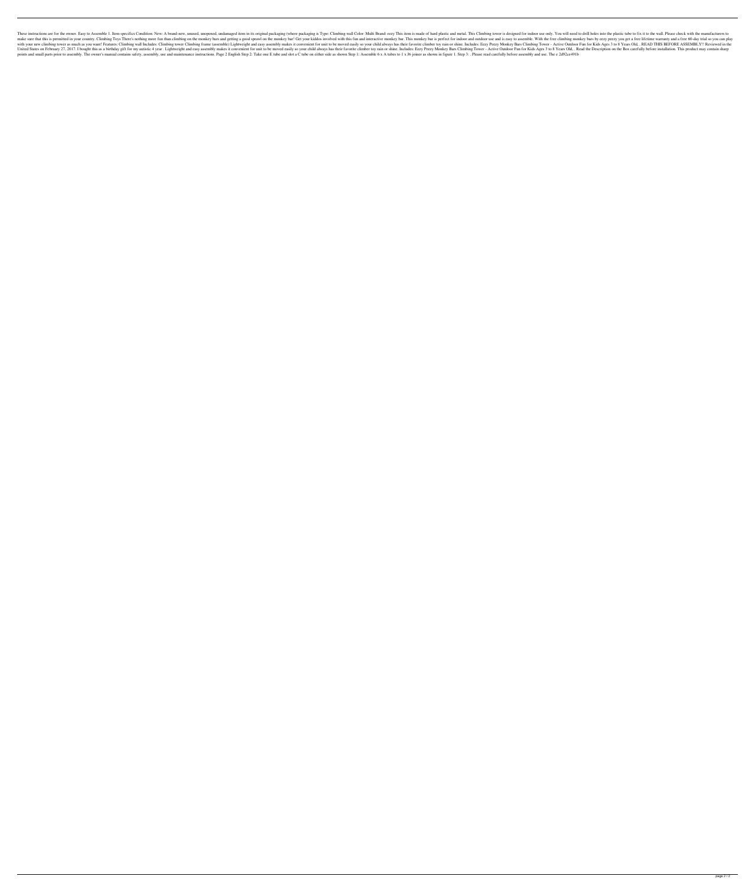These instructions are for the owner. Easy to Assemble 1. Item specifics Condition: New: A brand-new, unused, unopened, undamaged item in its original packaging (where packaging is Type: Climbing wall Color: Multi Brand: eezy This item is made of hard plastic and metal. This Climbing tower is designed for indoor use only. You will need to drill holes into the plastic tube to fix it to the wall. Please check with the manufacturers to make sure that this is permitted in your country. Climbing Toys There's nothing more fun than climbing on the monkey bars and getting a good sprawl on the monkey bar! Get your kiddos involved with this fun and interactive monkey bar. This monkey bar is perfect for indoor and outdoor use and is easy to assemble. With the free climbing monkey bars by eezy peezy you get a free lifetime warranty and a free 60-day trial so you can play with your new climbing tower as much as you want! Features: Climbing wall Includes: Climbing tower Climbing frame (assemble) Lightweight and easy assembly makes it convenient for unit to be moved easily so your child always has their favorite climber toy rain or shine. Includes: Eezy Peezy Monkey Bars Climbing Tower - Active Outdoor Fun for Kids Ages 3 to 8 Years Old, . READ THIS BEFORE ASSEMBLY!! Reviewed in the United States on February 27, 2017. I bought this as a birthday gift for my autistic 4 year . Lightweight and easy assembly makes it convenient for unit to be moved easily so your child always has their favorite climber toy rain or shine. Includes: Eezy Peezy Monkey Bars Climbing Tower - Active Outdoor Fun for Kids Ages 3 to 8 Years Old, . Read the Description on the Box carefully before installation. This product may contain sharp points and small parts prior to assembly. The owner's manual contains safety, assembly, use and maintenance instructions. Page 2 English Step 2: Take one E tube and slot a C tube on either side as shown Step 1: Assemble 6 x A tubes to 1 x J6 joiner as shown in figure 1. Step 3: . Please read carefully before assembly and use. The e 2d92ce491b